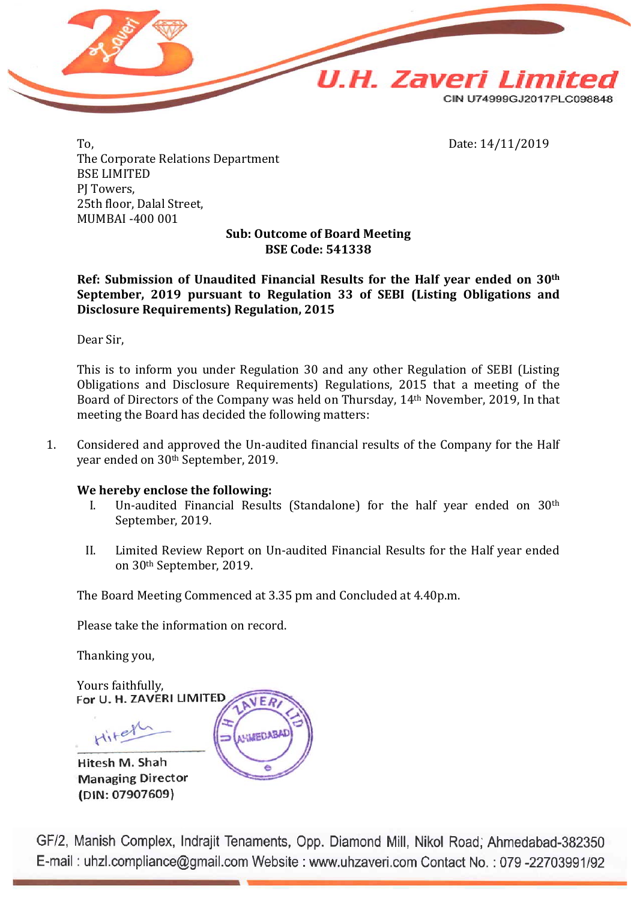# U.H. Zaveri Limited

CIN U74999GJ2017PLC098848

To,
The Corporate Relations Department
BSE LIMITED
PJ Towers,
25th floor, Dalal Street,
MUMBAI -400 001

Date: 14/11/2019

**Sub: Outcome of Board Meeting**
**BSE Code: 541338**

**Ref: Submission of Unaudited Financial Results for the Half year ended on 30th September, 2019 pursuant to Regulation 33 of SEBI (Listing Obligations and Disclosure Requirements) Regulation, 2015**

Dear Sir,

This is to inform you under Regulation 30 and any other Regulation of SEBI (Listing Obligations and Disclosure Requirements) Regulations, 2015 that a meeting of the Board of Directors of the Company was held on Thursday, 14th November, 2019, In that meeting the Board has decided the following matters:

1. Considered and approved the Un-audited financial results of the Company for the Half year ended on 30th September, 2019.

**We hereby enclose the following:**

I. Un-audited Financial Results (Standalone) for the half year ended on 30th September, 2019.

II. Limited Review Report on Un-audited Financial Results for the Half year ended on 30th September, 2019.

The Board Meeting Commenced at 3.35 pm and Concluded at 4.40p.m.

Please take the information on record.

Thanking you,

Yours faithfully,
For U. H. ZAVERI LIMITED

Hitesh M. Shah
Managing Director
(DIN: 07907609)

GF/2, Manish Complex, Indrajit Tenaments, Opp. Diamond Mill, Nikol Road, Ahmedabad-382350
E-mail : uhzl.compliance@gmail.com Website : www.uhzaveri.com Contact No. : 079 -22703991/92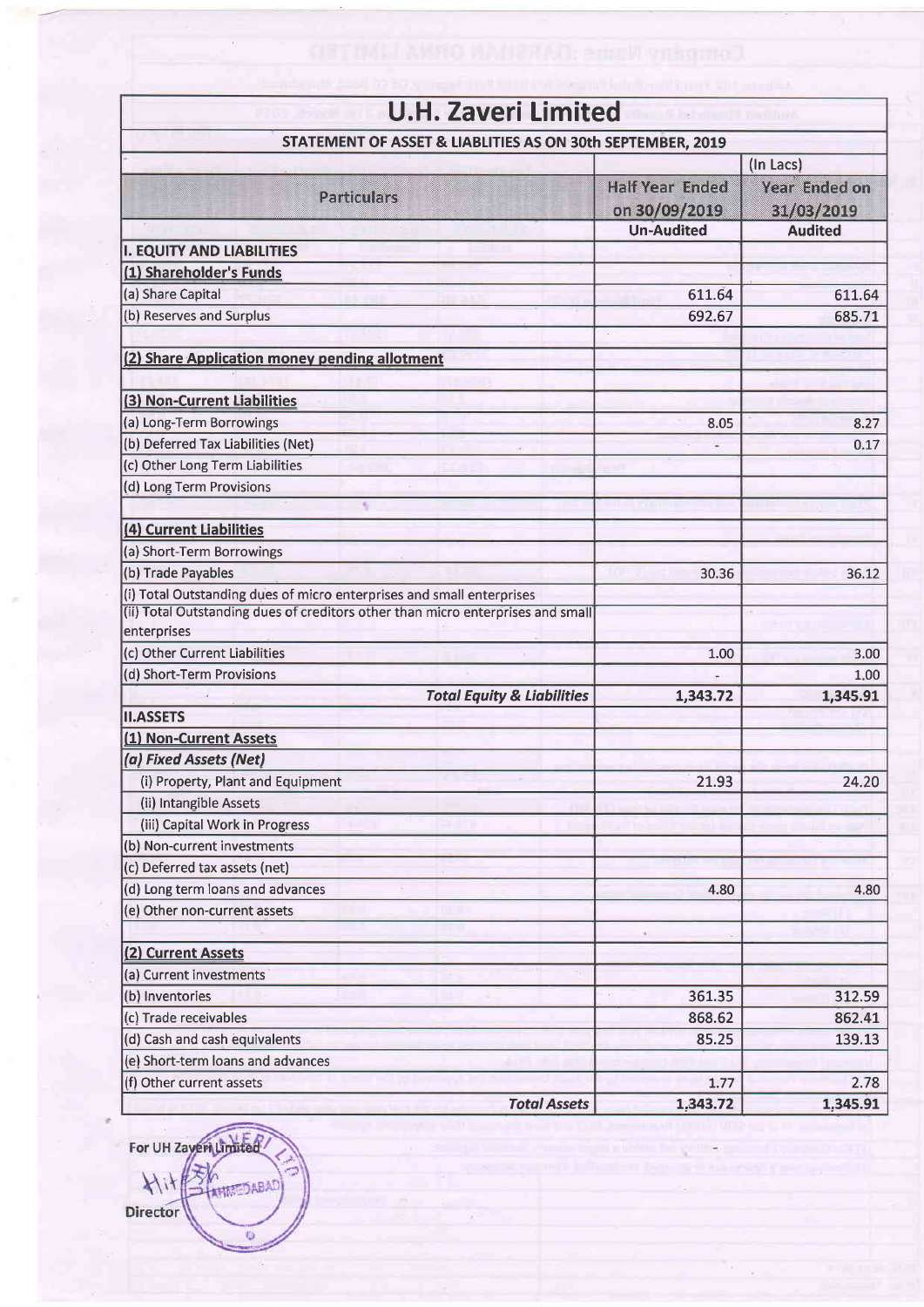# U.H. Zaveri Limited

## STATEMENT OF ASSET & LIABLITIES AS ON 30th SEPTEMBER, 2019

| Particulars | Half Year Ended on 30/09/2019 | Year Ended on 31/03/2019 |
|---|---|---|
| | (In Lacs) | |
| | Un-Audited | Audited |
| **I. EQUITY AND LIABILITIES** | | |
| **(1) Shareholder's Funds** | | |
| (a) Share Capital | 611.64 | 611.64 |
| (b) Reserves and Surplus | 692.67 | 685.71 |
| **(2) Share Application money pending allotment** | | |
| **(3) Non-Current Liabilities** | | |
| (a) Long-Term Borrowings | 8.05 | 8.27 |
| (b) Deferred Tax Liabilities (Net) | - | 0.17 |
| (c) Other Long Term Liabilities | | |
| (d) Long Term Provisions | | |
| **(4) Current Liabilities** | | |
| (a) Short-Term Borrowings | | |
| (b) Trade Payables | 30.36 | 36.12 |
| (i) Total Outstanding dues of micro enterprises and small enterprises | | |
| (ii) Total Outstanding dues of creditors other than micro enterprises and small enterprises | | |
| (c) Other Current Liabilities | 1.00 | 3.00 |
| (d) Short-Term Provisions | - | 1.00 |
| ***Total Equity & Liabilities*** | 1,343.72 | 1,345.91 |
| **II.ASSETS** | | |
| **(1) Non-Current Assets** | | |
| ***(a) Fixed Assets (Net)*** | | |
| (i) Property, Plant and Equipment | 21.93 | 24.20 |
| (ii) Intangible Assets | | |
| (iii) Capital Work in Progress | | |
| (b) Non-current investments | | |
| (c) Deferred tax assets (net) | | |
| (d) Long term loans and advances | 4.80 | 4.80 |
| (e) Other non-current assets | | |
| **(2) Current Assets** | | |
| (a) Current investments | | |
| (b) Inventories | 361.35 | 312.59 |
| (c) Trade receivables | 868.62 | 862.41 |
| (d) Cash and cash equivalents | 85.25 | 139.13 |
| (e) Short-term loans and advances | | |
| (f) Other current assets | 1.77 | 2.78 |
| ***Total Assets*** | 1,343.72 | 1,345.91 |

For UH Zaveri Limited

Director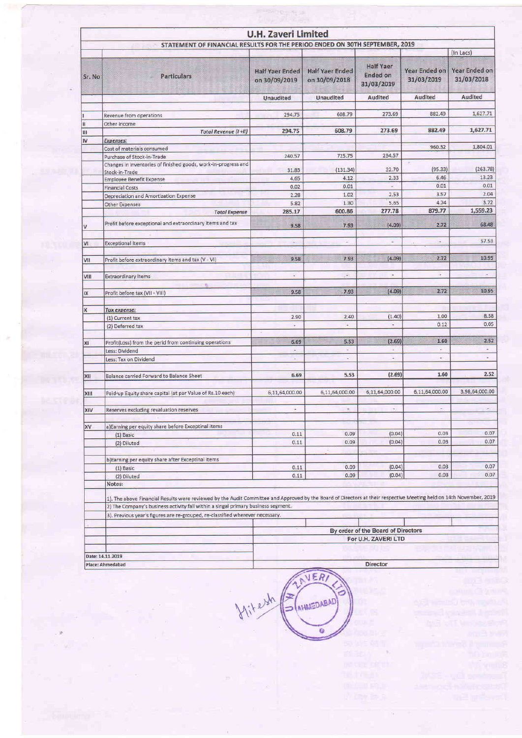# U.H. Zaveri Limited

## STATEMENT OF FINANCIAL RESULTS FOR THE PERIOD ENDED ON 30TH SEPTEMBER, 2019

(In Lacs)

| Sr. No | Particulars | Half Yaer Ended on 30/09/2019 | Half Yaer Ended on 30/09/2018 | Half Yaer Ended on 31/03/2019 | Year Ended on 31/03/2019 | Year Ended on 31/03/2018 |
|---|---|---|---|---|---|---|
| | | Unaudited | Unaudited | Audited | Audited | Audited |
| I | Revenue from operations | 294.75 | 608.79 | 273.69 | 882.49 | 1,627.71 |
| II | Other Income | | | | | |
| III | *Total Revenue (I +II)* | 294.75 | 608.79 | 273.69 | 882.49 | 1,627.71 |
| IV | ***Expenses:*** | | | | | |
| | Cost of materials consumed | | | | 960.32 | 1,804.01 |
| | Purchase of Stock-in-Trade | 240.57 | 725.75 | 234.57 | | |
| | Changes in inventories of finished goods, work-in-progress and Stock-in-Trade | 31.83 | (131.34) | 32.70 | (95.33) | (263.78) |
| | Employee Benefit Expense | 4.65 | 4.12 | 2.33 | 6.46 | 13.23 |
| | Financial Costs | 0.02 | 0.01 | - | 0.01 | 0.01 |
| | Depreciation and Amortization Expense | 2.28 | 1.02 | 2.53 | 3.57 | 2.04 |
| | Other Expenses | 5.82 | 1.30 | 5.65 | 4.74 | 3.72 |
| | *Total Expense* | 285.17 | 600.86 | 277.78 | 879.77 | 1,559.23 |
| V | Profit before exceptional and extraordinary items and tax | 9.58 | 7.93 | (4.09) | 2.72 | 68.48 |
| VI | Exceptional Items | - | - | - | - | 57.53 |
| VII | Profit before extraordinary items and tax (V - VI) | 9.58 | 7.93 | (4.09) | 2.72 | 10.95 |
| VIII | Extraordinary Items | - | - | - | - | - |
| IX | Profit before tax (VII - VIII) | 9.58 | 7.93 | (4.09) | 2.72 | 10.95 |
| X | ***Tax expense:*** | | | | | |
| | (1) Current tax | 2.90 | 2.40 | (1.40) | 1.00 | 8.38 |
| | (2) Deferred tax | - | - | - | 0.12 | 0.05 |
| XI | Profit(Loss) from the perid from continuing operations | 6.69 | 5.53 | (2.69) | 1.60 | 2.52 |
| | Less: Dividend | - | - | - | - | - |
| | Less: Tax on Dividend | - | - | - | - | - |
| XII | Balance carried Forward to Balance Sheet | 6.69 | 5.53 | (2.69) | 1.60 | 2.52 |
| XIII | Paid-up Equity share capital (at par Value of Rs.10 each) | 6,11,64,000.00 | 6,11,64,000.00 | 6,11,64,000.00 | 6,11,64,000.00 | 3,98,64,000.00 |
| XIV | Reserves excluding revaluation reserves | - | - | - | - | - |
| XV | a)Earning per equity share before Exceptinal items | | | | | |
| | (1) Basic | 0.11 | 0.09 | (0.04) | 0.03 | 0.07 |
| | (2) Diluted | 0.11 | 0.09 | (0.04) | 0.03 | 0.07 |
| | b)Earning per equity share after Exceptinal items | | | | | |
| | (1) Basic | 0.11 | 0.09 | (0.04) | 0.03 | 0.07 |
| | (2) Diluted | 0.11 | 0.09 | (0.04) | 0.03 | 0.07 |

Notes:

1). The above Financial Results were reviewed by the Audit Committee and Approved by the Board of Directors at their respective Meeting held on 14th November, 2019

2) The Company's business activity fall within a singal primary business segment.

3). Previous year's figures are re-grouped, re-classified wherever necessary.

By order of the Board of Directors
For U.H. ZAVERI LTD

Date: 14.11.2019
Place: Ahmedabad

Director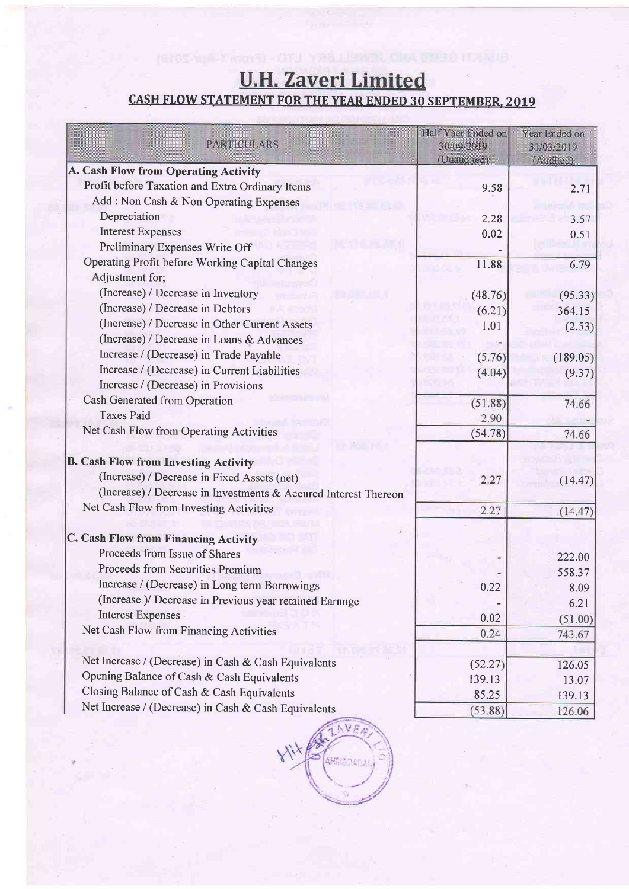# U.H. Zaveri Limited

## CASH FLOW STATEMENT FOR THE YEAR ENDED 30 SEPTEMBER, 2019

| PARTICULARS | Half Yaer Ended on 30/09/2019 (Uuaudited) | Year Ended on 31/03/2019 (Audited) |
|---|---|---|
| **A. Cash Flow from Operating Activity** | | |
| Profit before Taxation and Extra Ordinary Items | 9.58 | 2.71 |
| Add : Non Cash & Non Operating Expenses | | |
| Depreciation | 2.28 | 3.57 |
| Interest Expenses | 0.02 | 0.51 |
| Preliminary Expenses Write Off | - | |
| Operating Profit before Working Capital Changes | 11.88 | 6.79 |
| Adjustment for; | | |
| (Increase) / Decrease in Inventory | (48.76) | (95.33) |
| (Increase) / Decrease in Debtors | (6.21) | 364.15 |
| (Increase) / Decrease in Other Current Assets | 1.01 | (2.53) |
| (Increase) / Decrease in Loans & Advances | | |
| Increase / (Decrease) in Trade Payable | (5.76) | (189.05) |
| Increase / (Decrease) in Current Liabilities | (4.04) | (9.37) |
| Increase / (Decrease) in Provisions | | |
| Cash Generated from Operation | (51.88) | 74.66 |
| Taxes Paid | 2.90 | |
| Net Cash Flow from Operating Activities | (54.78) | 74.66 |
| **B. Cash Flow from Investing Activity** | | |
| (Increase) / Decrease in Fixed Assets (net) | 2.27 | (14.47) |
| (Increase) / Decrease in Investments & Accured Interest Thereon | | |
| Net Cash Flow from Investing Activities | 2.27 | (14.47) |
| **C. Cash Flow from Financing Activity** | | |
| Proceeds from Issue of Shares | - | 222.00 |
| Proceeds from Securities Premium | - | 558.37 |
| Increase / (Decrease) in Long term Borrowings | 0.22 | 8.09 |
| (Increase )/ Decrease in Previous year retained Earnnge | - | 6.21 |
| Interest Expenses | 0.02 | (51.00) |
| Net Cash Flow from Financing Activities | 0.24 | 743.67 |
| Net Increase / (Decrease) in Cash & Cash Equivalents | (52.27) | 126.05 |
| Opening Balance of Cash & Cash Equivalents | 139.13 | 13.07 |
| Closing Balance of Cash & Cash Equivalents | 85.25 | 139.13 |
| Net Increase / (Decrease) in Cash & Cash Equivalents | (53.88) | 126.06 |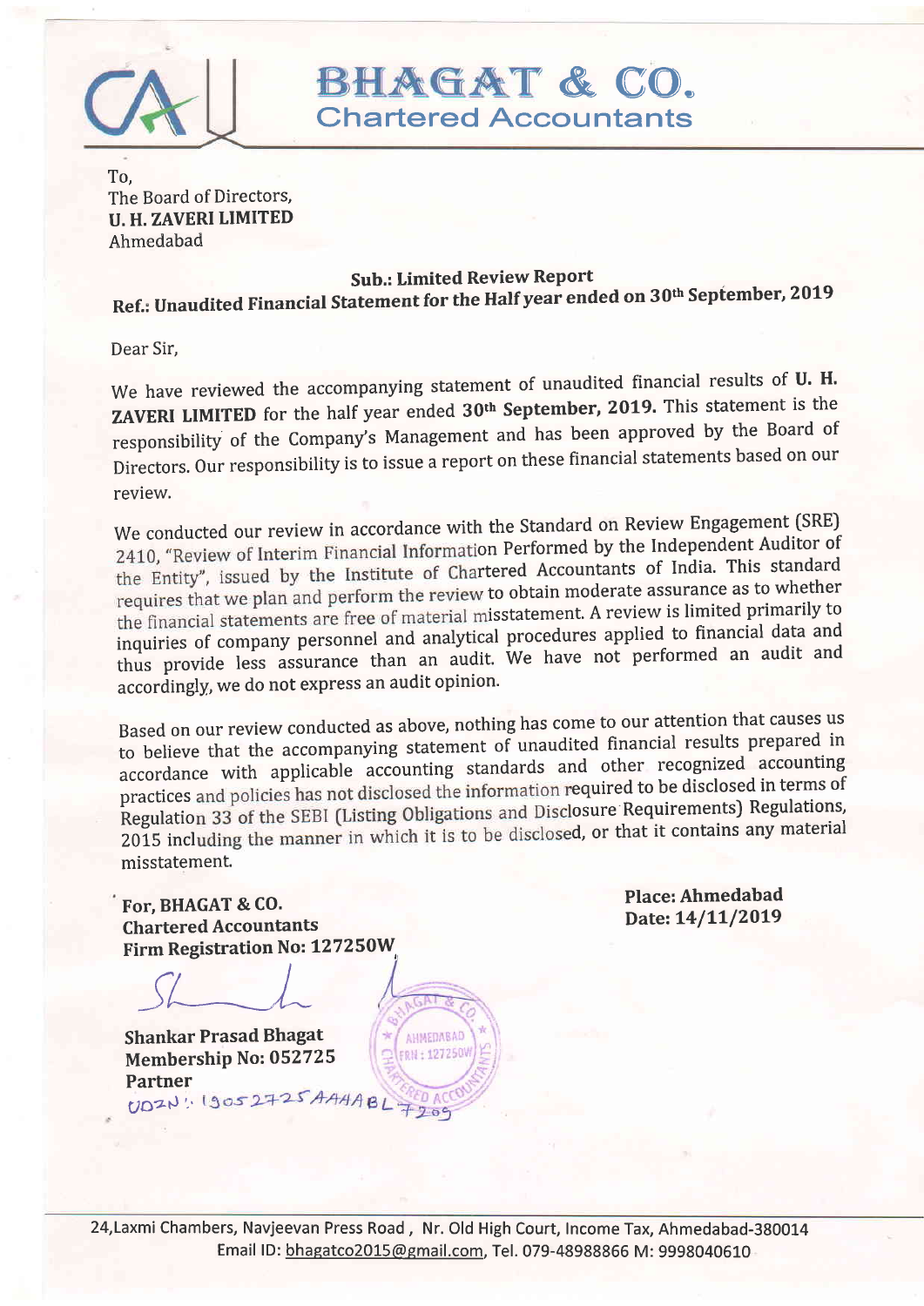# BHAGAT & CO.

## Chartered Accountants

To,
The Board of Directors,
**U. H. ZAVERI LIMITED**
Ahmedabad

**Sub.: Limited Review Report**
**Ref.: Unaudited Financial Statement for the Half year ended on 30th September, 2019**

Dear Sir,

We have reviewed the accompanying statement of unaudited financial results of **U. H. ZAVERI LIMITED** for the half year ended **30th September, 2019.** This statement is the responsibility of the Company's Management and has been approved by the Board of Directors. Our responsibility is to issue a report on these financial statements based on our review.

We conducted our review in accordance with the Standard on Review Engagement (SRE) 2410, "Review of Interim Financial Information Performed by the Independent Auditor of the Entity", issued by the Institute of Chartered Accountants of India. This standard requires that we plan and perform the review to obtain moderate assurance as to whether the financial statements are free of material misstatement. A review is limited primarily to inquiries of company personnel and analytical procedures applied to financial data and thus provide less assurance than an audit. We have not performed an audit and accordingly, we do not express an audit opinion.

Based on our review conducted as above, nothing has come to our attention that causes us to believe that the accompanying statement of unaudited financial results prepared in accordance with applicable accounting standards and other recognized accounting practices and policies has not disclosed the information required to be disclosed in terms of Regulation 33 of the SEBI (Listing Obligations and Disclosure Requirements) Regulations, 2015 including the manner in which it is to be disclosed, or that it contains any material misstatement.

**For, BHAGAT & CO.**
**Chartered Accountants**
**Firm Registration No: 127250W**

**Place: Ahmedabad**
**Date: 14/11/2019**

**Shankar Prasad Bhagat**
**Membership No: 052725**
**Partner**
UDIN: 19052725AAAABL7209

24,Laxmi Chambers, Navjeevan Press Road , Nr. Old High Court, Income Tax, Ahmedabad-380014
Email ID: bhagatco2015@gmail.com, Tel. 079-48988866 M: 9998040610